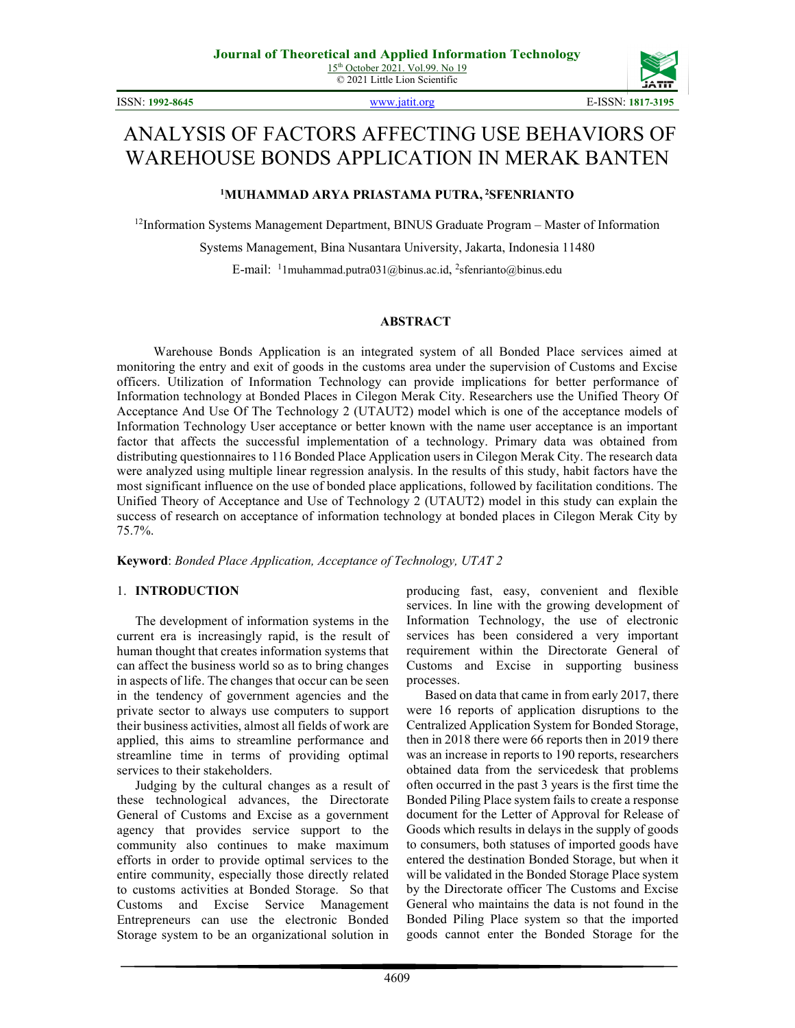# ANALYSIS OF FACTORS AFFECTING USE BEHAVIORS OF WAREHOUSE BONDS APPLICATION IN MERAK BANTEN

**[1]MUHAMMAD ARYA PRIASTAMA PUTRA, [2]SFENRIANTO**

[12]Information Systems Management Department, BINUS Graduate Program – Master of Information Systems Management, Bina Nusantara University, Jakarta, Indonesia 11480

E-mail: [1]1muhammad.putra031@binus.ac.id, [2]sfenrianto@binus.edu

## ABSTRACT

Warehouse Bonds Application is an integrated system of all Bonded Place services aimed at monitoring the entry and exit of goods in the customs area under the supervision of Customs and Excise officers. Utilization of Information Technology can provide implications for better performance of Information technology at Bonded Places in Cilegon Merak City. Researchers use the Unified Theory Of Acceptance And Use Of The Technology 2 (UTAUT2) model which is one of the acceptance models of Information Technology User acceptance or better known with the name user acceptance is an important factor that affects the successful implementation of a technology. Primary data was obtained from distributing questionnaires to 116 Bonded Place Application users in Cilegon Merak City. The research data were analyzed using multiple linear regression analysis. In the results of this study, habit factors have the most significant influence on the use of bonded place applications, followed by facilitation conditions. The Unified Theory of Acceptance and Use of Technology 2 (UTAUT2) model in this study can explain the success of research on acceptance of information technology at bonded places in Cilegon Merak City by 75.7%.

**Keyword**: *Bonded Place Application, Acceptance of Technology, UTAT 2*

## 1. INTRODUCTION

The development of information systems in the current era is increasingly rapid, is the result of human thought that creates information systems that can affect the business world so as to bring changes in aspects of life. The changes that occur can be seen in the tendency of government agencies and the private sector to always use computers to support their business activities, almost all fields of work are applied, this aims to streamline performance and streamline time in terms of providing optimal services to their stakeholders.

Judging by the cultural changes as a result of these technological advances, the Directorate General of Customs and Excise as a government agency that provides service support to the community also continues to make maximum efforts in order to provide optimal services to the entire community, especially those directly related to customs activities at Bonded Storage. So that Customs and Excise Service Management Entrepreneurs can use the electronic Bonded Storage system to be an organizational solution in producing fast, easy, convenient and flexible services. In line with the growing development of Information Technology, the use of electronic services has been considered a very important requirement within the Directorate General of Customs and Excise in supporting business processes.

Based on data that came in from early 2017, there were 16 reports of application disruptions to the Centralized Application System for Bonded Storage, then in 2018 there were 66 reports then in 2019 there was an increase in reports to 190 reports, researchers obtained data from the servicedesk that problems often occurred in the past 3 years is the first time the Bonded Piling Place system fails to create a response document for the Letter of Approval for Release of Goods which results in delays in the supply of goods to consumers, both statuses of imported goods have entered the destination Bonded Storage, but when it will be validated in the Bonded Storage Place system by the Directorate officer The Customs and Excise General who maintains the data is not found in the Bonded Piling Place system so that the imported goods cannot enter the Bonded Storage for the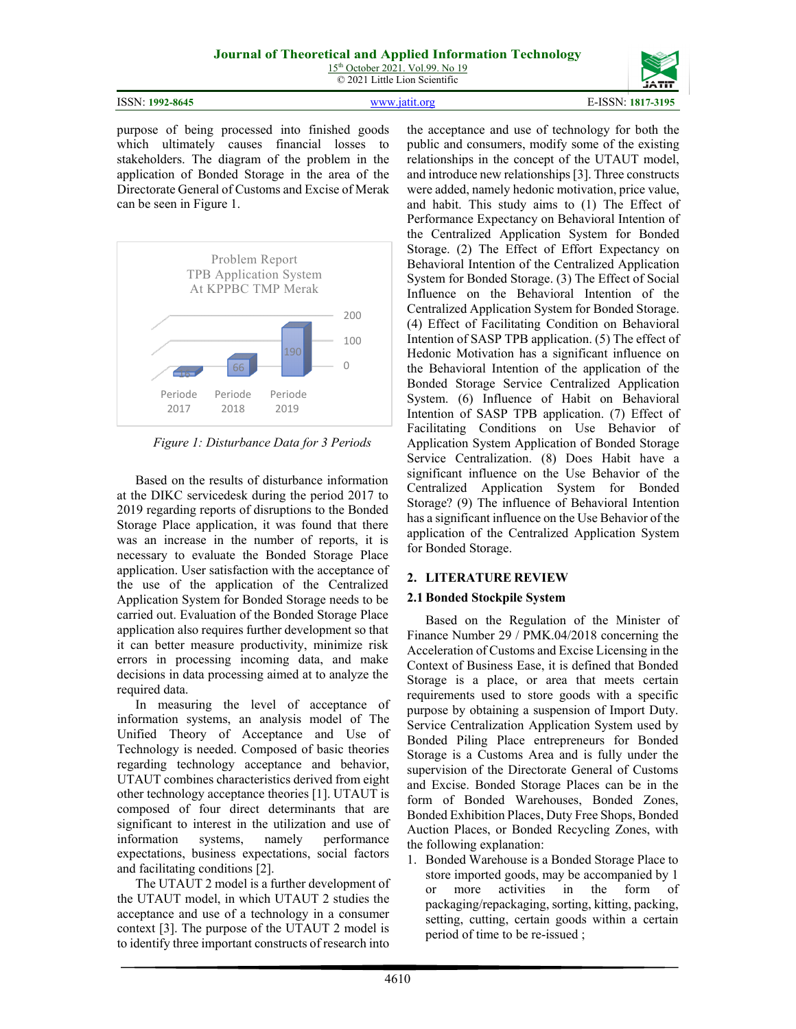purpose of being processed into finished goods which ultimately causes financial losses to stakeholders. The diagram of the problem in the application of Bonded Storage in the area of the Directorate General of Customs and Excise of Merak can be seen in Figure 1.

Figure 1: Disturbance Data for 3 Periods

Based on the results of disturbance information at the DIKC servicedesk during the period 2017 to 2019 regarding reports of disruptions to the Bonded Storage Place application, it was found that there was an increase in the number of reports, it is necessary to evaluate the Bonded Storage Place application. User satisfaction with the acceptance of the use of the application of the Centralized Application System for Bonded Storage needs to be carried out. Evaluation of the Bonded Storage Place application also requires further development so that it can better measure productivity, minimize risk errors in processing incoming data, and make decisions in data processing aimed at to analyze the required data.

In measuring the level of acceptance of information systems, an analysis model of The Unified Theory of Acceptance and Use of Technology is needed. Composed of basic theories regarding technology acceptance and behavior, UTAUT combines characteristics derived from eight other technology acceptance theories [1]. UTAUT is composed of four direct determinants that are significant to interest in the utilization and use of information systems, namely performance expectations, business expectations, social factors and facilitating conditions [2].

The UTAUT 2 model is a further development of the UTAUT model, in which UTAUT 2 studies the acceptance and use of a technology in a consumer context [3]. The purpose of the UTAUT 2 model is to identify three important constructs of research into the acceptance and use of technology for both the public and consumers, modify some of the existing relationships in the concept of the UTAUT model, and introduce new relationships [3]. Three constructs were added, namely hedonic motivation, price value, and habit. This study aims to (1) The Effect of Performance Expectancy on Behavioral Intention of the Centralized Application System for Bonded Storage. (2) The Effect of Effort Expectancy on Behavioral Intention of the Centralized Application System for Bonded Storage. (3) The Effect of Social Influence on the Behavioral Intention of the Centralized Application System for Bonded Storage. (4) Effect of Facilitating Condition on Behavioral Intention of SASP TPB application. (5) The effect of Hedonic Motivation has a significant influence on the Behavioral Intention of the application of the Bonded Storage Service Centralized Application System. (6) Influence of Habit on Behavioral Intention of SASP TPB application. (7) Effect of Facilitating Conditions on Use Behavior of Application System Application of Bonded Storage Service Centralization. (8) Does Habit have a significant influence on the Use Behavior of the Centralized Application System for Bonded Storage? (9) The influence of Behavioral Intention has a significant influence on the Use Behavior of the application of the Centralized Application System for Bonded Storage.

## 2. LITERATURE REVIEW

### 2.1 Bonded Stockpile System

Based on the Regulation of the Minister of Finance Number 29 / PMK.04/2018 concerning the Acceleration of Customs and Excise Licensing in the Context of Business Ease, it is defined that Bonded Storage is a place, or area that meets certain requirements used to store goods with a specific purpose by obtaining a suspension of Import Duty. Service Centralization Application System used by Bonded Piling Place entrepreneurs for Bonded Storage is a Customs Area and is fully under the supervision of the Directorate General of Customs and Excise. Bonded Storage Places can be in the form of Bonded Warehouses, Bonded Zones, Bonded Exhibition Places, Duty Free Shops, Bonded Auction Places, or Bonded Recycling Zones, with the following explanation:

1. Bonded Warehouse is a Bonded Storage Place to store imported goods, may be accompanied by 1 or more activities in the form of packaging/repackaging, sorting, kitting, packing, setting, cutting, certain goods within a certain period of time to be re-issued ;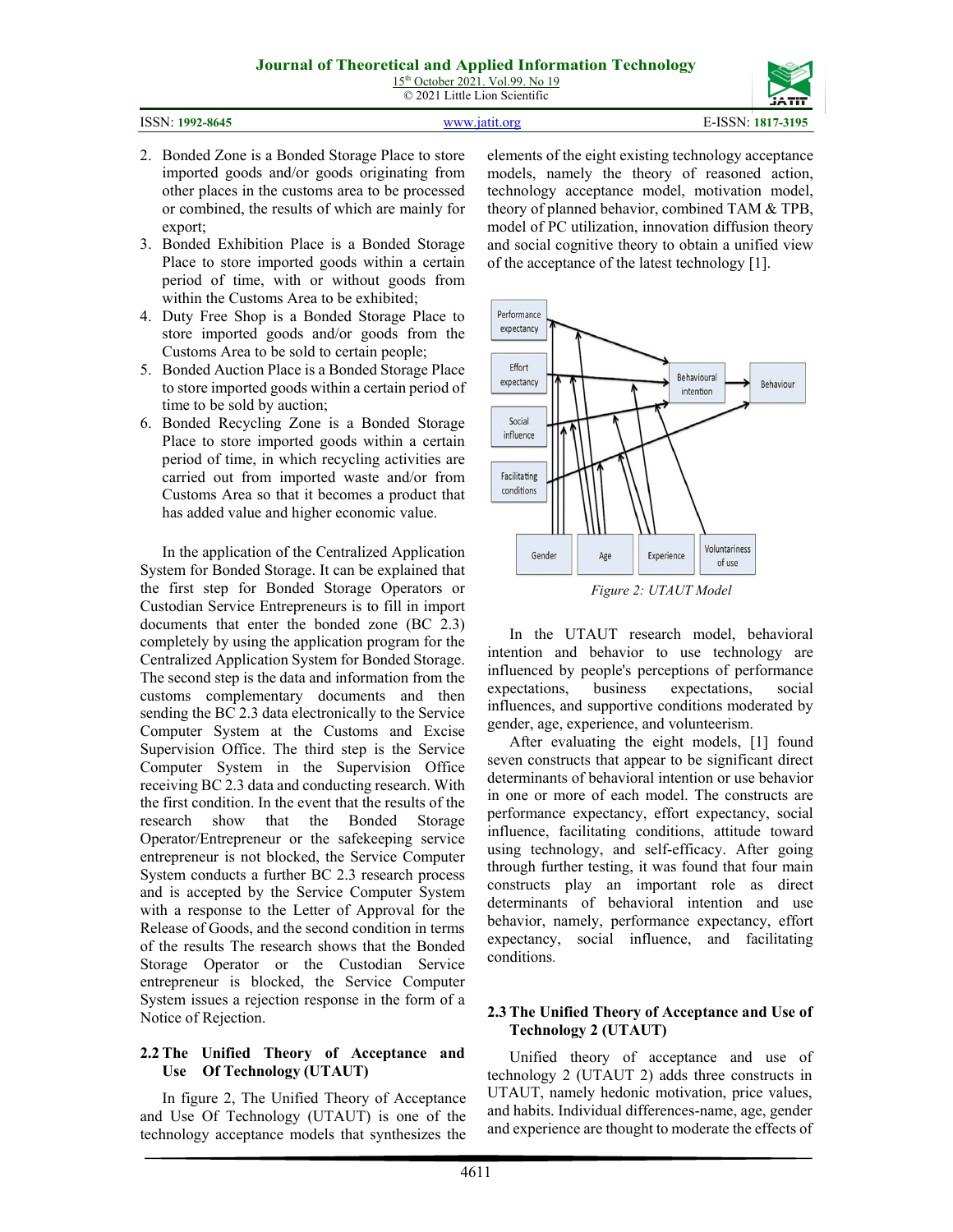2. Bonded Zone is a Bonded Storage Place to store imported goods and/or goods originating from other places in the customs area to be processed or combined, the results of which are mainly for export;
3. Bonded Exhibition Place is a Bonded Storage Place to store imported goods within a certain period of time, with or without goods from within the Customs Area to be exhibited;
4. Duty Free Shop is a Bonded Storage Place to store imported goods and/or goods from the Customs Area to be sold to certain people;
5. Bonded Auction Place is a Bonded Storage Place to store imported goods within a certain period of time to be sold by auction;
6. Bonded Recycling Zone is a Bonded Storage Place to store imported goods within a certain period of time, in which recycling activities are carried out from imported waste and/or from Customs Area so that it becomes a product that has added value and higher economic value.

In the application of the Centralized Application System for Bonded Storage. It can be explained that the first step for Bonded Storage Operators or Custodian Service Entrepreneurs is to fill in import documents that enter the bonded zone (BC 2.3) completely by using the application program for the Centralized Application System for Bonded Storage. The second step is the data and information from the customs complementary documents and then sending the BC 2.3 data electronically to the Service Computer System at the Customs and Excise Supervision Office. The third step is the Service Computer System in the Supervision Office receiving BC 2.3 data and conducting research. With the first condition. In the event that the results of the research show that the Bonded Storage Operator/Entrepreneur or the safekeeping service entrepreneur is not blocked, the Service Computer System conducts a further BC 2.3 research process and is accepted by the Service Computer System with a response to the Letter of Approval for the Release of Goods, and the second condition in terms of the results The research shows that the Bonded Storage Operator or the Custodian Service entrepreneur is blocked, the Service Computer System issues a rejection response in the form of a Notice of Rejection.

## 2.2 The Unified Theory of Acceptance and Use Of Technology (UTAUT)

In figure 2, The Unified Theory of Acceptance and Use Of Technology (UTAUT) is one of the technology acceptance models that synthesizes the elements of the eight existing technology acceptance models, namely the theory of reasoned action, technology acceptance model, motivation model, theory of planned behavior, combined TAM & TPB, model of PC utilization, innovation diffusion theory and social cognitive theory to obtain a unified view of the acceptance of the latest technology [1].

*Figure 2: UTAUT Model*

In the UTAUT research model, behavioral intention and behavior to use technology are influenced by people's perceptions of performance expectations, business expectations, social influences, and supportive conditions moderated by gender, age, experience, and volunteerism.

After evaluating the eight models, [1] found seven constructs that appear to be significant direct determinants of behavioral intention or use behavior in one or more of each model. The constructs are performance expectancy, effort expectancy, social influence, facilitating conditions, attitude toward using technology, and self-efficacy. After going through further testing, it was found that four main constructs play an important role as direct determinants of behavioral intention and use behavior, namely, performance expectancy, effort expectancy, social influence, and facilitating conditions.

## 2.3 The Unified Theory of Acceptance and Use of Technology 2 (UTAUT)

Unified theory of acceptance and use of technology 2 (UTAUT 2) adds three constructs in UTAUT, namely hedonic motivation, price values, and habits. Individual differences-name, age, gender and experience are thought to moderate the effects of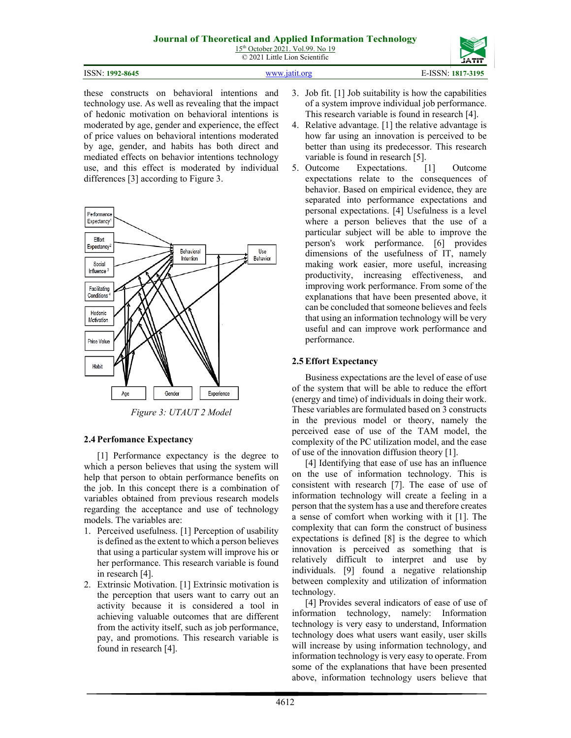these constructs on behavioral intentions and technology use. As well as revealing that the impact of hedonic motivation on behavioral intentions is moderated by age, gender and experience, the effect of price values on behavioral intentions moderated by age, gender, and habits has both direct and mediated effects on behavior intentions technology use, and this effect is moderated by individual differences [3] according to Figure 3.

*Figure 3: UTAUT 2 Model*

### 2.4 Perfomance Expectancy

[1] Performance expectancy is the degree to which a person believes that using the system will help that person to obtain performance benefits on the job. In this concept there is a combination of variables obtained from previous research models regarding the acceptance and use of technology models. The variables are:

1. Perceived usefulness. [1] Perception of usability is defined as the extent to which a person believes that using a particular system will improve his or her performance. This research variable is found in research [4].
2. Extrinsic Motivation. [1] Extrinsic motivation is the perception that users want to carry out an activity because it is considered a tool in achieving valuable outcomes that are different from the activity itself, such as job performance, pay, and promotions. This research variable is found in research [4].
3. Job fit. [1] Job suitability is how the capabilities of a system improve individual job performance. This research variable is found in research [4].
4. Relative advantage. [1] the relative advantage is how far using an innovation is perceived to be better than using its predecessor. This research variable is found in research [5].
5. Outcome Expectations. [1] Outcome expectations relate to the consequences of behavior. Based on empirical evidence, they are separated into performance expectations and personal expectations. [4] Usefulness is a level where a person believes that the use of a particular subject will be able to improve the person's work performance. [6] provides dimensions of the usefulness of IT, namely making work easier, more useful, increasing productivity, increasing effectiveness, and improving work performance. From some of the explanations that have been presented above, it can be concluded that someone believes and feels that using an information technology will be very useful and can improve work performance and performance.

### 2.5 Effort Expectancy

Business expectations are the level of ease of use of the system that will be able to reduce the effort (energy and time) of individuals in doing their work. These variables are formulated based on 3 constructs in the previous model or theory, namely the perceived ease of use of the TAM model, the complexity of the PC utilization model, and the ease of use of the innovation diffusion theory [1].

[4] Identifying that ease of use has an influence on the use of information technology. This is consistent with research [7]. The ease of use of information technology will create a feeling in a person that the system has a use and therefore creates a sense of comfort when working with it [1]. The complexity that can form the construct of business expectations is defined [8] is the degree to which innovation is perceived as something that is relatively difficult to interpret and use by individuals. [9] found a negative relationship between complexity and utilization of information technology.

[4] Provides several indicators of ease of use of information technology, namely: Information technology is very easy to understand, Information technology does what users want easily, user skills will increase by using information technology, and information technology is very easy to operate. From some of the explanations that have been presented above, information technology users believe that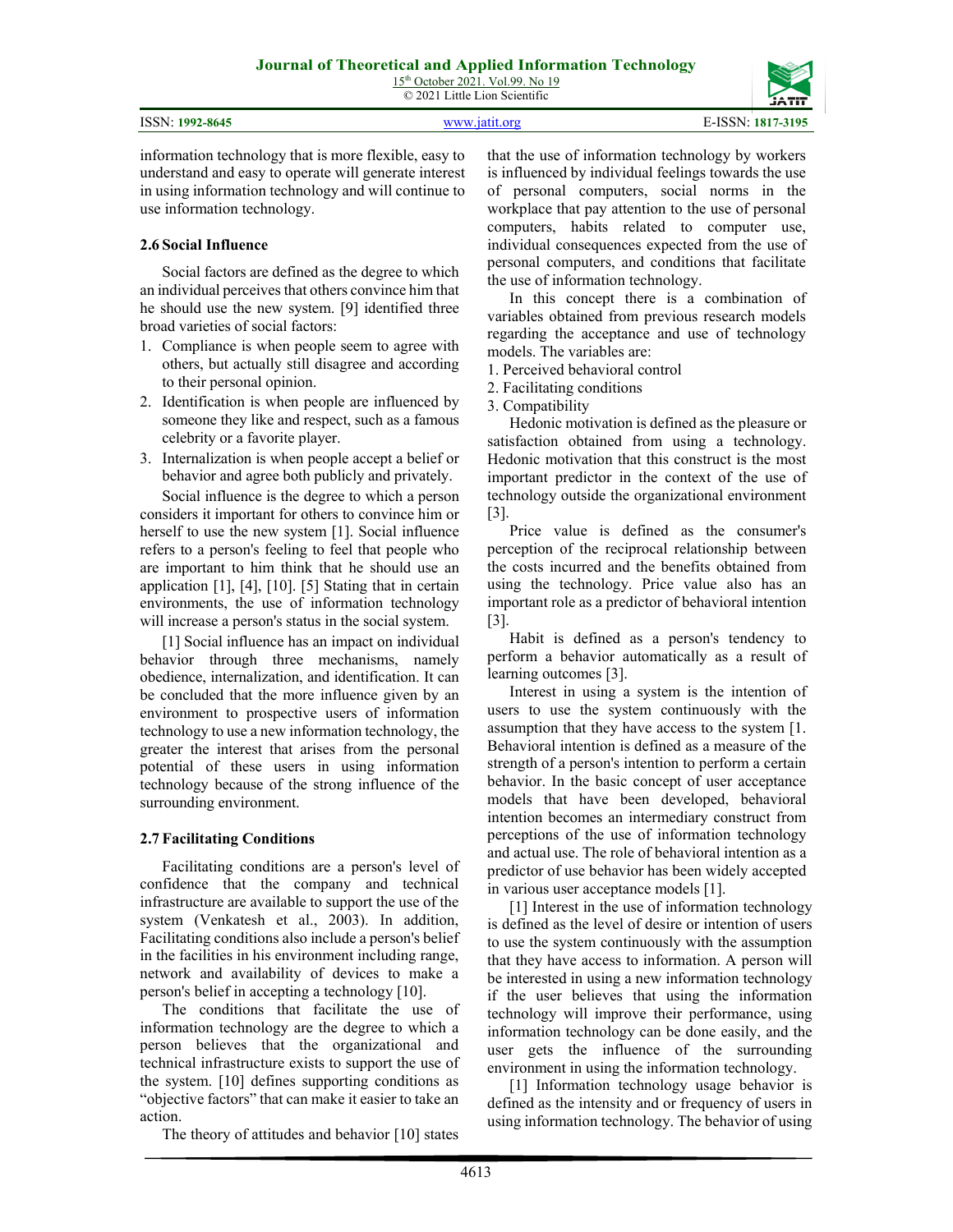information technology that is more flexible, easy to understand and easy to operate will generate interest in using information technology and will continue to use information technology.

### 2.6 Social Influence

Social factors are defined as the degree to which an individual perceives that others convince him that he should use the new system. [9] identified three broad varieties of social factors:

1. Compliance is when people seem to agree with others, but actually still disagree and according to their personal opinion.
2. Identification is when people are influenced by someone they like and respect, such as a famous celebrity or a favorite player.
3. Internalization is when people accept a belief or behavior and agree both publicly and privately.

Social influence is the degree to which a person considers it important for others to convince him or herself to use the new system [1]. Social influence refers to a person's feeling to feel that people who are important to him think that he should use an application [1], [4], [10]. [5] Stating that in certain environments, the use of information technology will increase a person's status in the social system.

[1] Social influence has an impact on individual behavior through three mechanisms, namely obedience, internalization, and identification. It can be concluded that the more influence given by an environment to prospective users of information technology to use a new information technology, the greater the interest that arises from the personal potential of these users in using information technology because of the strong influence of the surrounding environment.

### 2.7 Facilitating Conditions

Facilitating conditions are a person's level of confidence that the company and technical infrastructure are available to support the use of the system (Venkatesh et al., 2003). In addition, Facilitating conditions also include a person's belief in the facilities in his environment including range, network and availability of devices to make a person's belief in accepting a technology [10].

The conditions that facilitate the use of information technology are the degree to which a person believes that the organizational and technical infrastructure exists to support the use of the system. [10] defines supporting conditions as "objective factors" that can make it easier to take an action.

The theory of attitudes and behavior [10] states that the use of information technology by workers is influenced by individual feelings towards the use of personal computers, social norms in the workplace that pay attention to the use of personal computers, habits related to computer use, individual consequences expected from the use of personal computers, and conditions that facilitate the use of information technology.

In this concept there is a combination of variables obtained from previous research models regarding the acceptance and use of technology models. The variables are:

1. Perceived behavioral control
2. Facilitating conditions
3. Compatibility

Hedonic motivation is defined as the pleasure or satisfaction obtained from using a technology. Hedonic motivation that this construct is the most important predictor in the context of the use of technology outside the organizational environment [3].

Price value is defined as the consumer's perception of the reciprocal relationship between the costs incurred and the benefits obtained from using the technology. Price value also has an important role as a predictor of behavioral intention [3].

Habit is defined as a person's tendency to perform a behavior automatically as a result of learning outcomes [3].

Interest in using a system is the intention of users to use the system continuously with the assumption that they have access to the system [1. Behavioral intention is defined as a measure of the strength of a person's intention to perform a certain behavior. In the basic concept of user acceptance models that have been developed, behavioral intention becomes an intermediary construct from perceptions of the use of information technology and actual use. The role of behavioral intention as a predictor of use behavior has been widely accepted in various user acceptance models [1].

[1] Interest in the use of information technology is defined as the level of desire or intention of users to use the system continuously with the assumption that they have access to information. A person will be interested in using a new information technology if the user believes that using the information technology will improve their performance, using information technology can be done easily, and the user gets the influence of the surrounding environment in using the information technology.

[1] Information technology usage behavior is defined as the intensity and or frequency of users in using information technology. The behavior of using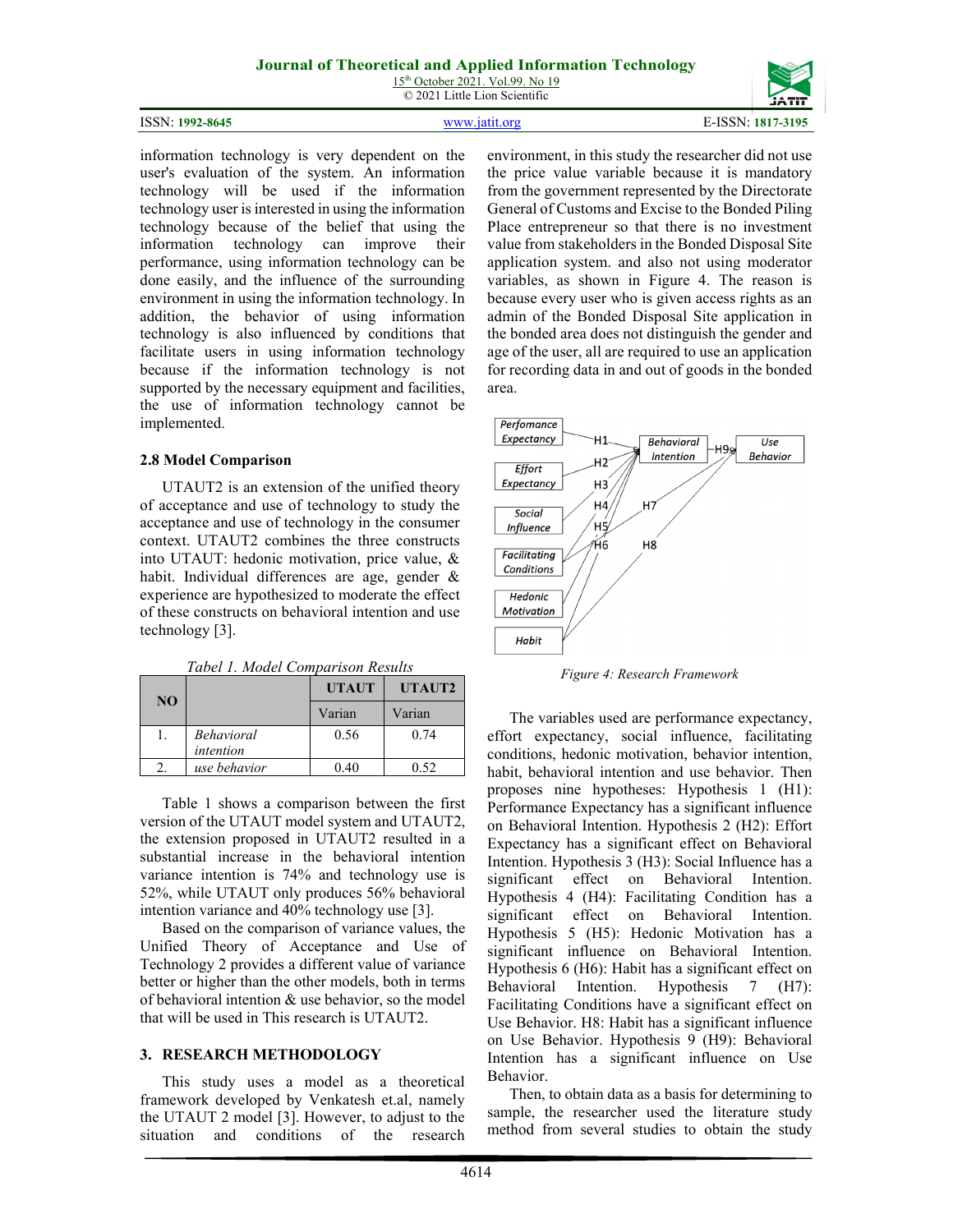information technology is very dependent on the user's evaluation of the system. An information technology will be used if the information technology user is interested in using the information technology because of the belief that using the information technology can improve their performance, using information technology can be done easily, and the influence of the surrounding environment in using the information technology. In addition, the behavior of using information technology is also influenced by conditions that facilitate users in using information technology because if the information technology is not supported by the necessary equipment and facilities, the use of information technology cannot be implemented.

### 2.8 Model Comparison

UTAUT2 is an extension of the unified theory of acceptance and use of technology to study the acceptance and use of technology in the consumer context. UTAUT2 combines the three constructs into UTAUT: hedonic motivation, price value, & habit. Individual differences are age, gender & experience are hypothesized to moderate the effect of these constructs on behavioral intention and use technology [3].

*Tabel 1. Model Comparison Results*

| NO | | UTAUT | UTAUT2 |
|---|---|---|---|
| | | Varian | Varian |
| 1. | *Behavioral intention* | 0.56 | 0.74 |
| 2. | *use behavior* | 0.40 | 0.52 |

Table 1 shows a comparison between the first version of the UTAUT model system and UTAUT2, the extension proposed in UTAUT2 resulted in a substantial increase in the behavioral intention variance intention is 74% and technology use is 52%, while UTAUT only produces 56% behavioral intention variance and 40% technology use [3].

Based on the comparison of variance values, the Unified Theory of Acceptance and Use of Technology 2 provides a different value of variance better or higher than the other models, both in terms of behavioral intention & use behavior, so the model that will be used in This research is UTAUT2.

## 3. RESEARCH METHODOLOGY

This study uses a model as a theoretical framework developed by Venkatesh et.al, namely the UTAUT 2 model [3]. However, to adjust to the situation and conditions of the research environment, in this study the researcher did not use the price value variable because it is mandatory from the government represented by the Directorate General of Customs and Excise to the Bonded Piling Place entrepreneur so that there is no investment value from stakeholders in the Bonded Disposal Site application system. and also not using moderator variables, as shown in Figure 4. The reason is because every user who is given access rights as an admin of the Bonded Disposal Site application in the bonded area does not distinguish the gender and age of the user, all are required to use an application for recording data in and out of goods in the bonded area.

*Figure 4: Research Framework*

The variables used are performance expectancy, effort expectancy, social influence, facilitating conditions, hedonic motivation, behavior intention, habit, behavioral intention and use behavior. Then proposes nine hypotheses: Hypothesis 1 (H1): Performance Expectancy has a significant influence on Behavioral Intention. Hypothesis 2 (H2): Effort Expectancy has a significant effect on Behavioral Intention. Hypothesis 3 (H3): Social Influence has a significant effect on Behavioral Intention. Hypothesis 4 (H4): Facilitating Condition has a significant effect on Behavioral Intention. Hypothesis 5 (H5): Hedonic Motivation has a significant influence on Behavioral Intention. Hypothesis 6 (H6): Habit has a significant effect on Behavioral Intention. Hypothesis 7 (H7): Facilitating Conditions have a significant effect on Use Behavior. H8: Habit has a significant influence on Use Behavior. Hypothesis 9 (H9): Behavioral Intention has a significant influence on Use Behavior.

Then, to obtain data as a basis for determining to sample, the researcher used the literature study method from several studies to obtain the study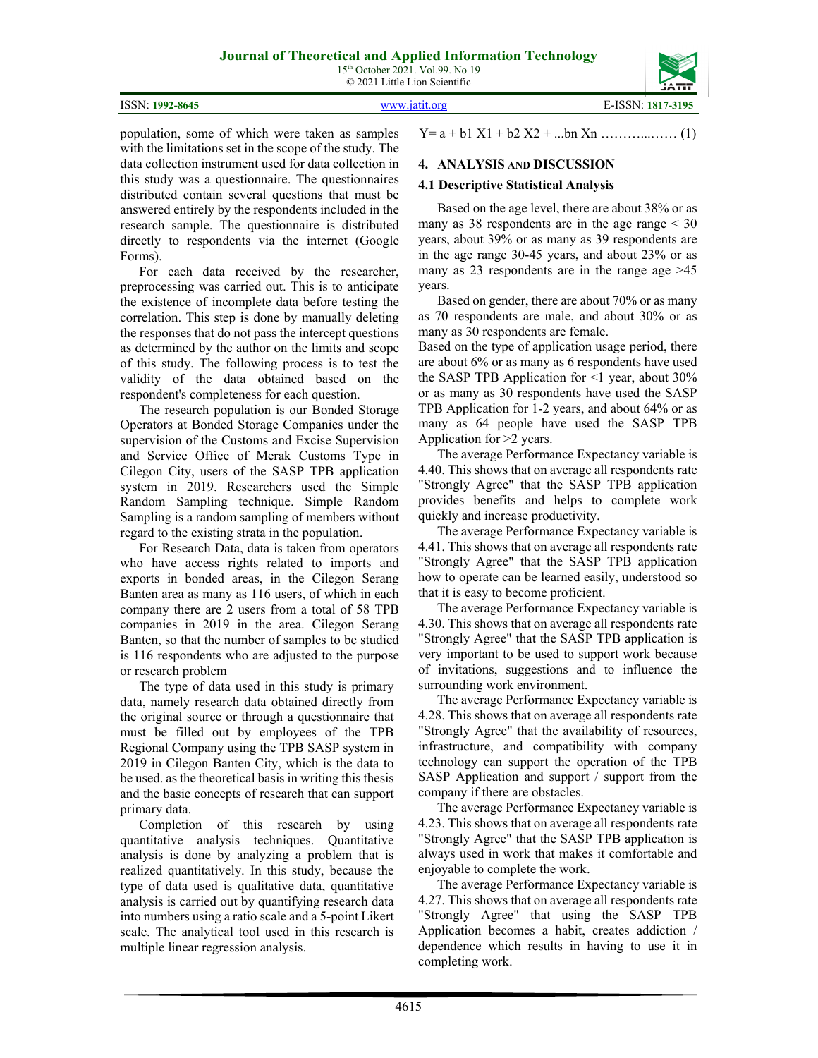population, some of which were taken as samples with the limitations set in the scope of the study. The data collection instrument used for data collection in this study was a questionnaire. The questionnaires distributed contain several questions that must be answered entirely by the respondents included in the research sample. The questionnaire is distributed directly to respondents via the internet (Google Forms).

For each data received by the researcher, preprocessing was carried out. This is to anticipate the existence of incomplete data before testing the correlation. This step is done by manually deleting the responses that do not pass the intercept questions as determined by the author on the limits and scope of this study. The following process is to test the validity of the data obtained based on the respondent's completeness for each question.

The research population is our Bonded Storage Operators at Bonded Storage Companies under the supervision of the Customs and Excise Supervision and Service Office of Merak Customs Type in Cilegon City, users of the SASP TPB application system in 2019. Researchers used the Simple Random Sampling technique. Simple Random Sampling is a random sampling of members without regard to the existing strata in the population.

For Research Data, data is taken from operators who have access rights related to imports and exports in bonded areas, in the Cilegon Serang Banten area as many as 116 users, of which in each company there are 2 users from a total of 58 TPB companies in 2019 in the area. Cilegon Serang Banten, so that the number of samples to be studied is 116 respondents who are adjusted to the purpose or research problem

The type of data used in this study is primary data, namely research data obtained directly from the original source or through a questionnaire that must be filled out by employees of the TPB Regional Company using the TPB SASP system in 2019 in Cilegon Banten City, which is the data to be used. as the theoretical basis in writing this thesis and the basic concepts of research that can support primary data.

Completion of this research by using quantitative analysis techniques. Quantitative analysis is done by analyzing a problem that is realized quantitatively. In this study, because the type of data used is qualitative data, quantitative analysis is carried out by quantifying research data into numbers using a ratio scale and a 5-point Likert scale. The analytical tool used in this research is multiple linear regression analysis.

$$Y = a + b1\ X1 + b2\ X2 + ...bn\ Xn \quad \text{………...…… (1)}$$

## 4. ANALYSIS AND DISCUSSION

### 4.1 Descriptive Statistical Analysis

Based on the age level, there are about 38% or as many as 38 respondents are in the age range < 30 years, about 39% or as many as 39 respondents are in the age range 30-45 years, and about 23% or as many as 23 respondents are in the range age >45 years.

Based on gender, there are about 70% or as many as 70 respondents are male, and about 30% or as many as 30 respondents are female.

Based on the type of application usage period, there are about 6% or as many as 6 respondents have used the SASP TPB Application for <1 year, about 30% or as many as 30 respondents have used the SASP TPB Application for 1-2 years, and about 64% or as many as 64 people have used the SASP TPB Application for >2 years.

The average Performance Expectancy variable is 4.40. This shows that on average all respondents rate "Strongly Agree" that the SASP TPB application provides benefits and helps to complete work quickly and increase productivity.

The average Performance Expectancy variable is 4.41. This shows that on average all respondents rate "Strongly Agree" that the SASP TPB application how to operate can be learned easily, understood so that it is easy to become proficient.

The average Performance Expectancy variable is 4.30. This shows that on average all respondents rate "Strongly Agree" that the SASP TPB application is very important to be used to support work because of invitations, suggestions and to influence the surrounding work environment.

The average Performance Expectancy variable is 4.28. This shows that on average all respondents rate "Strongly Agree" that the availability of resources, infrastructure, and compatibility with company technology can support the operation of the TPB SASP Application and support / support from the company if there are obstacles.

The average Performance Expectancy variable is 4.23. This shows that on average all respondents rate "Strongly Agree" that the SASP TPB application is always used in work that makes it comfortable and enjoyable to complete the work.

The average Performance Expectancy variable is 4.27. This shows that on average all respondents rate "Strongly Agree" that using the SASP TPB Application becomes a habit, creates addiction / dependence which results in having to use it in completing work.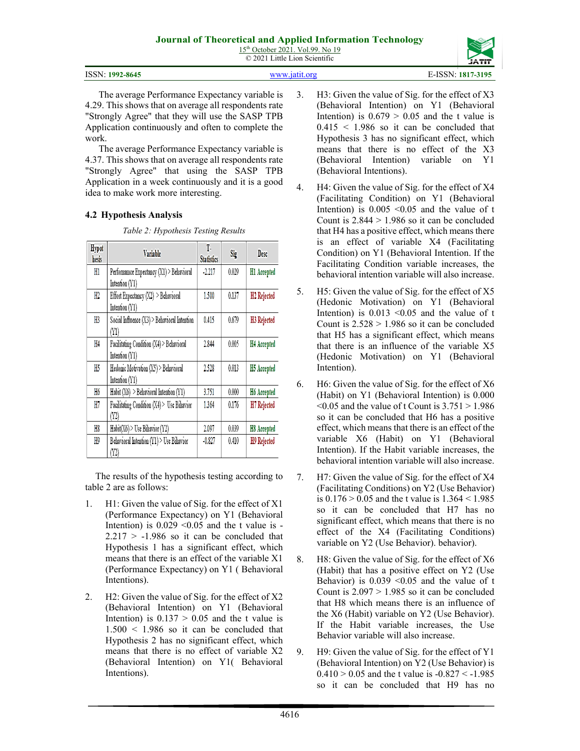The average Performance Expectancy variable is 4.29. This shows that on average all respondents rate "Strongly Agree" that they will use the SASP TPB Application continuously and often to complete the work.

The average Performance Expectancy variable is 4.37. This shows that on average all respondents rate "Strongly Agree" that using the SASP TPB Application in a week continuously and it is a good idea to make work more interesting.

### 4.2 Hypothesis Analysis

*Table 2: Hypothesis Testing Results*

| Hypothesis | Variable | T-Statistics | Sig | Desc |
|---|---|---|---|---|
| H1 | Performance Expectancy (X1) > Behavioral Intention (Y1) | -2.217 | 0.029 | H1 Accepted |
| H2 | Effort Expectancy (X2) > Behavioral Intention (Y1) | 1.500 | 0.137 | H2 Rejected |
| H3 | Social Influence (X3) > Behavioral Intention (Y1) | 0.415 | 0.679 | H3 Rejected |
| H4 | Facilitating Condition (X4) > Behavioral Intention (Y1) | 2.844 | 0.005 | H4 Accepted |
| H5 | Hedonic Motivation (X5) > Behavioral Intention (Y1) | 2.528 | 0.013 | H5 Accepted |
| H6 | Habit (X6) > Behavioral Intention (Y1) | 3.751 | 0.000 | H6 Accepted |
| H7 | Facilitating Condition (X4) > Use Bihavior (Y2) | 1.364 | 0.176 | H7 Rejected |
| H8 | Habit(X6) > Use Bihavior (Y2) | 2.097 | 0.039 | H8 Accepted |
| H9 | Behavioral Intention (Y1) > Use Bihavior (Y2) | -0.827 | 0.410 | H9 Rejected |

The results of the hypothesis testing according to table 2 are as follows:

1. H1: Given the value of Sig. for the effect of X1 (Performance Expectancy) on Y1 (Behavioral Intention) is 0.029 <0.05 and the t value is -2.217 > -1.986 so it can be concluded that Hypothesis 1 has a significant effect, which means that there is an effect of the variable X1 (Performance Expectancy) on Y1 ( Behavioral Intentions).

2. H2: Given the value of Sig. for the effect of X2 (Behavioral Intention) on Y1 (Behavioral Intention) is 0.137 > 0.05 and the t value is 1.500 < 1.986 so it can be concluded that Hypothesis 2 has no significant effect, which means that there is no effect of variable X2 (Behavioral Intention) on Y1( Behavioral Intentions).

3. H3: Given the value of Sig. for the effect of X3 (Behavioral Intention) on Y1 (Behavioral Intention) is 0.679 > 0.05 and the t value is 0.415 < 1.986 so it can be concluded that Hypothesis 3 has no significant effect, which means that there is no effect of the X3 (Behavioral Intention) variable on Y1 (Behavioral Intentions).

4. H4: Given the value of Sig. for the effect of X4 (Facilitating Condition) on Y1 (Behavioral Intention) is 0.005 <0.05 and the value of t Count is 2.844 > 1.986 so it can be concluded that H4 has a positive effect, which means there is an effect of variable X4 (Facilitating Condition) on Y1 (Behavioral Intention. If the Facilitating Condition variable increases, the behavioral intention variable will also increase.

5. H5: Given the value of Sig. for the effect of X5 (Hedonic Motivation) on Y1 (Behavioral Intention) is 0.013 <0.05 and the value of t Count is 2.528 > 1.986 so it can be concluded that H5 has a significant effect, which means that there is an influence of the variable X5 (Hedonic Motivation) on Y1 (Behavioral Intention).

6. H6: Given the value of Sig. for the effect of X6 (Habit) on Y1 (Behavioral Intention) is 0.000 <0.05 and the value of t Count is 3.751 > 1.986 so it can be concluded that H6 has a positive effect, which means that there is an effect of the variable X6 (Habit) on Y1 (Behavioral Intention). If the Habit variable increases, the behavioral intention variable will also increase.

7. H7: Given the value of Sig. for the effect of X4 (Facilitating Conditions) on Y2 (Use Behavior) is 0.176 > 0.05 and the t value is 1.364 < 1.985 so it can be concluded that H7 has no significant effect, which means that there is no effect of the X4 (Facilitating Conditions) variable on Y2 (Use Behavior). behavior).

8. H8: Given the value of Sig. for the effect of X6 (Habit) that has a positive effect on Y2 (Use Behavior) is 0.039 <0.05 and the value of t Count is 2.097 > 1.985 so it can be concluded that H8 which means there is an influence of the X6 (Habit) variable on Y2 (Use Behavior). If the Habit variable increases, the Use Behavior variable will also increase.

9. H9: Given the value of Sig. for the effect of Y1 (Behavioral Intention) on Y2 (Use Behavior) is 0.410 > 0.05 and the t value is -0.827 < -1.985 so it can be concluded that H9 has no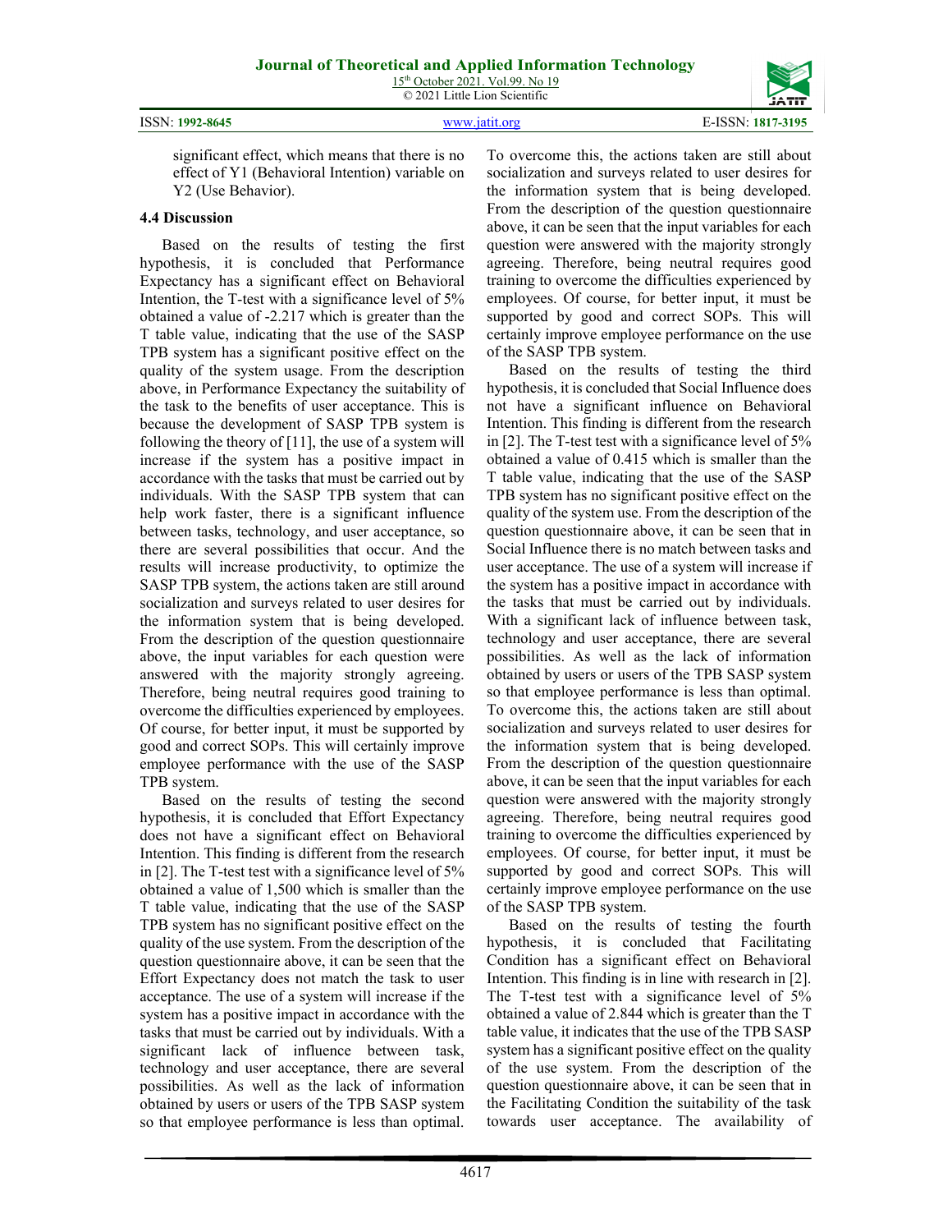significant effect, which means that there is no effect of Y1 (Behavioral Intention) variable on Y2 (Use Behavior).

### 4.4 Discussion

Based on the results of testing the first hypothesis, it is concluded that Performance Expectancy has a significant effect on Behavioral Intention, the T-test with a significance level of 5% obtained a value of -2.217 which is greater than the T table value, indicating that the use of the SASP TPB system has a significant positive effect on the quality of the system usage. From the description above, in Performance Expectancy the suitability of the task to the benefits of user acceptance. This is because the development of SASP TPB system is following the theory of [11], the use of a system will increase if the system has a positive impact in accordance with the tasks that must be carried out by individuals. With the SASP TPB system that can help work faster, there is a significant influence between tasks, technology, and user acceptance, so there are several possibilities that occur. And the results will increase productivity, to optimize the SASP TPB system, the actions taken are still around socialization and surveys related to user desires for the information system that is being developed. From the description of the question questionnaire above, the input variables for each question were answered with the majority strongly agreeing. Therefore, being neutral requires good training to overcome the difficulties experienced by employees. Of course, for better input, it must be supported by good and correct SOPs. This will certainly improve employee performance with the use of the SASP TPB system.

Based on the results of testing the second hypothesis, it is concluded that Effort Expectancy does not have a significant effect on Behavioral Intention. This finding is different from the research in [2]. The T-test test with a significance level of 5% obtained a value of 1,500 which is smaller than the T table value, indicating that the use of the SASP TPB system has no significant positive effect on the quality of the use system. From the description of the question questionnaire above, it can be seen that the Effort Expectancy does not match the task to user acceptance. The use of a system will increase if the system has a positive impact in accordance with the tasks that must be carried out by individuals. With a significant lack of influence between task, technology and user acceptance, there are several possibilities. As well as the lack of information obtained by users or users of the TPB SASP system so that employee performance is less than optimal. To overcome this, the actions taken are still about socialization and surveys related to user desires for the information system that is being developed. From the description of the question questionnaire above, it can be seen that the input variables for each question were answered with the majority strongly agreeing. Therefore, being neutral requires good training to overcome the difficulties experienced by employees. Of course, for better input, it must be supported by good and correct SOPs. This will certainly improve employee performance on the use of the SASP TPB system.

Based on the results of testing the third hypothesis, it is concluded that Social Influence does not have a significant influence on Behavioral Intention. This finding is different from the research in [2]. The T-test test with a significance level of 5% obtained a value of 0.415 which is smaller than the T table value, indicating that the use of the SASP TPB system has no significant positive effect on the quality of the system use. From the description of the question questionnaire above, it can be seen that in Social Influence there is no match between tasks and user acceptance. The use of a system will increase if the system has a positive impact in accordance with the tasks that must be carried out by individuals. With a significant lack of influence between task, technology and user acceptance, there are several possibilities. As well as the lack of information obtained by users or users of the TPB SASP system so that employee performance is less than optimal. To overcome this, the actions taken are still about socialization and surveys related to user desires for the information system that is being developed. From the description of the question questionnaire above, it can be seen that the input variables for each question were answered with the majority strongly agreeing. Therefore, being neutral requires good training to overcome the difficulties experienced by employees. Of course, for better input, it must be supported by good and correct SOPs. This will certainly improve employee performance on the use of the SASP TPB system.

Based on the results of testing the fourth hypothesis, it is concluded that Facilitating Condition has a significant effect on Behavioral Intention. This finding is in line with research in [2]. The T-test test with a significance level of 5% obtained a value of 2.844 which is greater than the T table value, it indicates that the use of the TPB SASP system has a significant positive effect on the quality of the use system. From the description of the question questionnaire above, it can be seen that in the Facilitating Condition the suitability of the task towards user acceptance. The availability of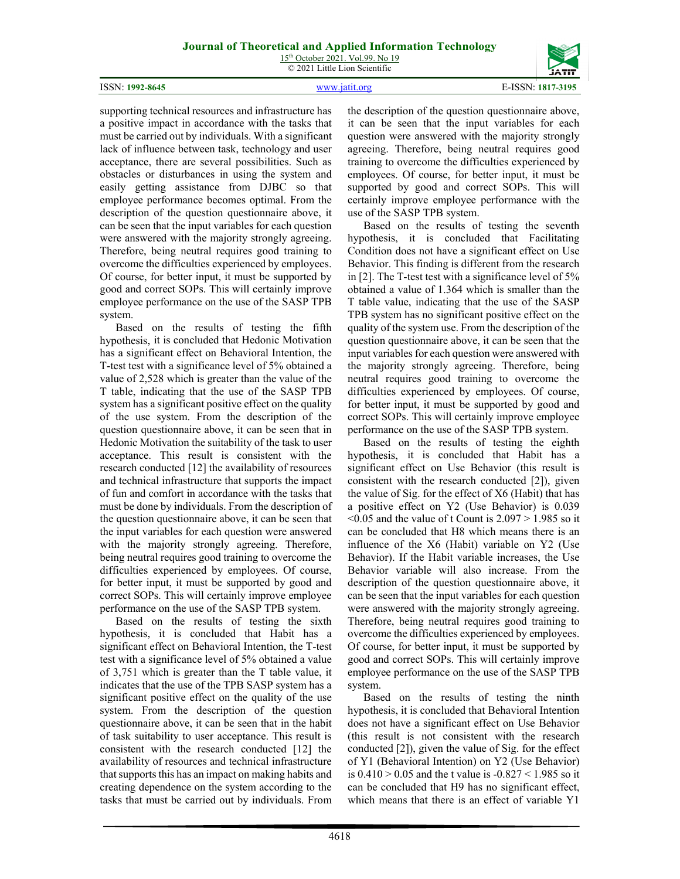supporting technical resources and infrastructure has a positive impact in accordance with the tasks that must be carried out by individuals. With a significant lack of influence between task, technology and user acceptance, there are several possibilities. Such as obstacles or disturbances in using the system and easily getting assistance from DJBC so that employee performance becomes optimal. From the description of the question questionnaire above, it can be seen that the input variables for each question were answered with the majority strongly agreeing. Therefore, being neutral requires good training to overcome the difficulties experienced by employees. Of course, for better input, it must be supported by good and correct SOPs. This will certainly improve employee performance on the use of the SASP TPB system.

Based on the results of testing the fifth hypothesis, it is concluded that Hedonic Motivation has a significant effect on Behavioral Intention, the T-test test with a significance level of 5% obtained a value of 2,528 which is greater than the value of the T table, indicating that the use of the SASP TPB system has a significant positive effect on the quality of the use system. From the description of the question questionnaire above, it can be seen that in Hedonic Motivation the suitability of the task to user acceptance. This result is consistent with the research conducted [12] the availability of resources and technical infrastructure that supports the impact of fun and comfort in accordance with the tasks that must be done by individuals. From the description of the question questionnaire above, it can be seen that the input variables for each question were answered with the majority strongly agreeing. Therefore, being neutral requires good training to overcome the difficulties experienced by employees. Of course, for better input, it must be supported by good and correct SOPs. This will certainly improve employee performance on the use of the SASP TPB system.

Based on the results of testing the sixth hypothesis, it is concluded that Habit has a significant effect on Behavioral Intention, the T-test test with a significance level of 5% obtained a value of 3,751 which is greater than the T table value, it indicates that the use of the TPB SASP system has a significant positive effect on the quality of the use system. From the description of the question questionnaire above, it can be seen that in the habit of task suitability to user acceptance. This result is consistent with the research conducted [12] the availability of resources and technical infrastructure that supports this has an impact on making habits and creating dependence on the system according to the tasks that must be carried out by individuals. From the description of the question questionnaire above, it can be seen that the input variables for each question were answered with the majority strongly agreeing. Therefore, being neutral requires good training to overcome the difficulties experienced by employees. Of course, for better input, it must be supported by good and correct SOPs. This will certainly improve employee performance with the use of the SASP TPB system.

Based on the results of testing the seventh hypothesis, it is concluded that Facilitating Condition does not have a significant effect on Use Behavior. This finding is different from the research in [2]. The T-test test with a significance level of 5% obtained a value of 1.364 which is smaller than the T table value, indicating that the use of the SASP TPB system has no significant positive effect on the quality of the system use. From the description of the question questionnaire above, it can be seen that the input variables for each question were answered with the majority strongly agreeing. Therefore, being neutral requires good training to overcome the difficulties experienced by employees. Of course, for better input, it must be supported by good and correct SOPs. This will certainly improve employee performance on the use of the SASP TPB system.

Based on the results of testing the eighth hypothesis, it is concluded that Habit has a significant effect on Use Behavior (this result is consistent with the research conducted [2]), given the value of Sig. for the effect of X6 (Habit) that has a positive effect on Y2 (Use Behavior) is 0.039 $<0.05$ and the value of t Count is $2.097 > 1.985$ so it can be concluded that H8 which means there is an influence of the X6 (Habit) variable on Y2 (Use Behavior). If the Habit variable increases, the Use Behavior variable will also increase. From the description of the question questionnaire above, it can be seen that the input variables for each question were answered with the majority strongly agreeing. Therefore, being neutral requires good training to overcome the difficulties experienced by employees. Of course, for better input, it must be supported by good and correct SOPs. This will certainly improve employee performance on the use of the SASP TPB system.

Based on the results of testing the ninth hypothesis, it is concluded that Behavioral Intention does not have a significant effect on Use Behavior (this result is not consistent with the research conducted [2]), given the value of Sig. for the effect of Y1 (Behavioral Intention) on Y2 (Use Behavior) is $0.410 > 0.05$ and the t value is $-0.827 < 1.985$ so it can be concluded that H9 has no significant effect, which means that there is an effect of variable Y1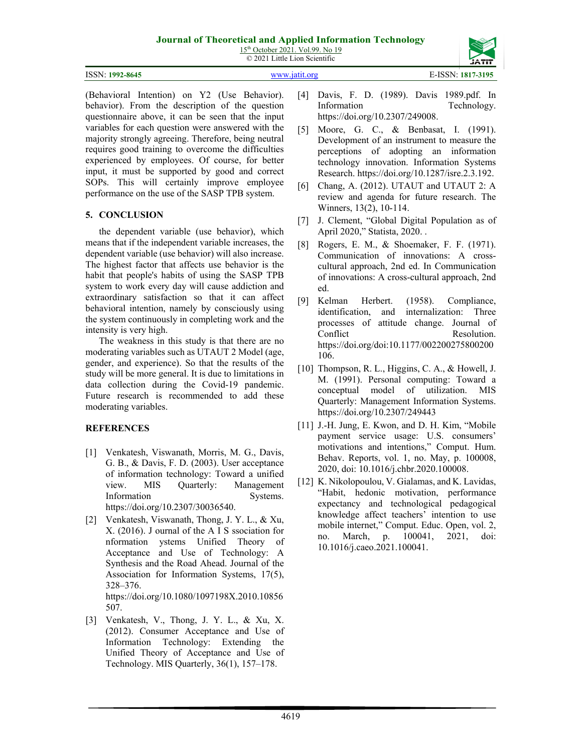(Behavioral Intention) on Y2 (Use Behavior). behavior). From the description of the question questionnaire above, it can be seen that the input variables for each question were answered with the majority strongly agreeing. Therefore, being neutral requires good training to overcome the difficulties experienced by employees. Of course, for better input, it must be supported by good and correct SOPs. This will certainly improve employee performance on the use of the SASP TPB system.

## 5. CONCLUSION

the dependent variable (use behavior), which means that if the independent variable increases, the dependent variable (use behavior) will also increase. The highest factor that affects use behavior is the habit that people's habits of using the SASP TPB system to work every day will cause addiction and extraordinary satisfaction so that it can affect behavioral intention, namely by consciously using the system continuously in completing work and the intensity is very high.

The weakness in this study is that there are no moderating variables such as UTAUT 2 Model (age, gender, and experience). So that the results of the study will be more general. It is due to limitations in data collection during the Covid-19 pandemic. Future research is recommended to add these moderating variables.

## REFERENCES

[1] Venkatesh, Viswanath, Morris, M. G., Davis, G. B., & Davis, F. D. (2003). User acceptance of information technology: Toward a unified view. MIS Quarterly: Management Information Systems. https://doi.org/10.2307/30036540.

[2] Venkatesh, Viswanath, Thong, J. Y. L., & Xu, X. (2016). J ournal of the A I S ssociation for nformation ystems Unified Theory of Acceptance and Use of Technology: A Synthesis and the Road Ahead. Journal of the Association for Information Systems, 17(5), 328–376. https://doi.org/10.1080/1097198X.2010.10856507.

[3] Venkatesh, V., Thong, J. Y. L., & Xu, X. (2012). Consumer Acceptance and Use of Information Technology: Extending the Unified Theory of Acceptance and Use of Technology. MIS Quarterly, 36(1), 157–178.

[4] Davis, F. D. (1989). Davis 1989.pdf. In Information Technology. https://doi.org/10.2307/249008.

[5] Moore, G. C., & Benbasat, I. (1991). Development of an instrument to measure the perceptions of adopting an information technology innovation. Information Systems Research. https://doi.org/10.1287/isre.2.3.192.

[6] Chang, A. (2012). UTAUT and UTAUT 2: A review and agenda for future research. The Winners, 13(2), 10-114.

[7] J. Clement, “Global Digital Population as of April 2020,” Statista, 2020. .

[8] Rogers, E. M., & Shoemaker, F. F. (1971). Communication of innovations: A cross-cultural approach, 2nd ed. In Communication of innovations: A cross-cultural approach, 2nd ed.

[9] Kelman Herbert. (1958). Compliance, identification, and internalization: Three processes of attitude change. Journal of Conflict Resolution. https://doi.org/doi:10.1177/002200275800200106.

[10] Thompson, R. L., Higgins, C. A., & Howell, J. M. (1991). Personal computing: Toward a conceptual model of utilization. MIS Quarterly: Management Information Systems. https://doi.org/10.2307/249443

[11] J.-H. Jung, E. Kwon, and D. H. Kim, “Mobile payment service usage: U.S. consumers' motivations and intentions,” Comput. Hum. Behav. Reports, vol. 1, no. May, p. 100008, 2020, doi: 10.1016/j.chbr.2020.100008.

[12] K. Nikolopoulou, V. Gialamas, and K. Lavidas, “Habit, hedonic motivation, performance expectancy and technological pedagogical knowledge affect teachers' intention to use mobile internet,” Comput. Educ. Open, vol. 2, no. March, p. 100041, 2021, doi: 10.1016/j.caeo.2021.100041.